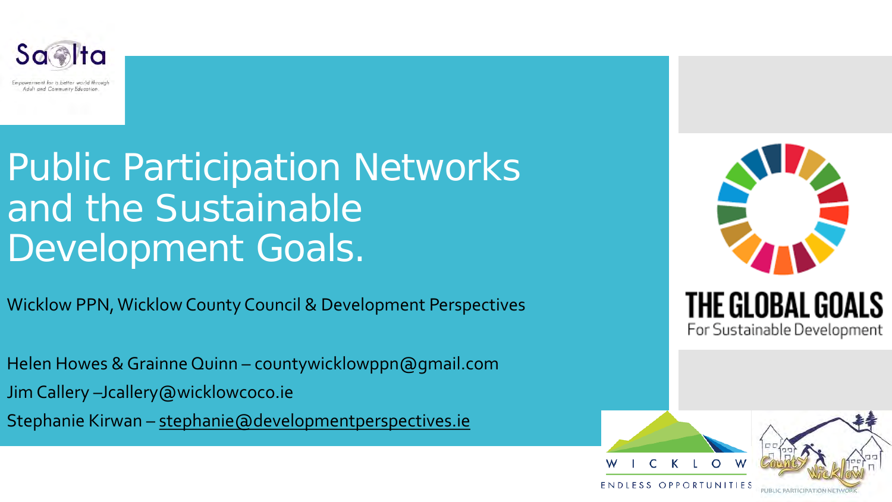Saolta

Empowerment for a better world through Adult and Community Education

# Public Participation Networks and the Sustainable Development Goals.

Wicklow PPN, Wicklow County Council & Development Perspectives

Helen Howes & Grainne Quinn – countywicklowppn@gmail.com

Jim Callery –Jcallery@wicklowcoco.ie

Stephanie Kirwan – stephanie@developmentperspectives.ie

THE GLOBAL GOALS For Sustainable Development

WICKLOW ENDLESS OPPORTUNITIES

County Wicklow PUBLIC PARTICIPATION NETWORK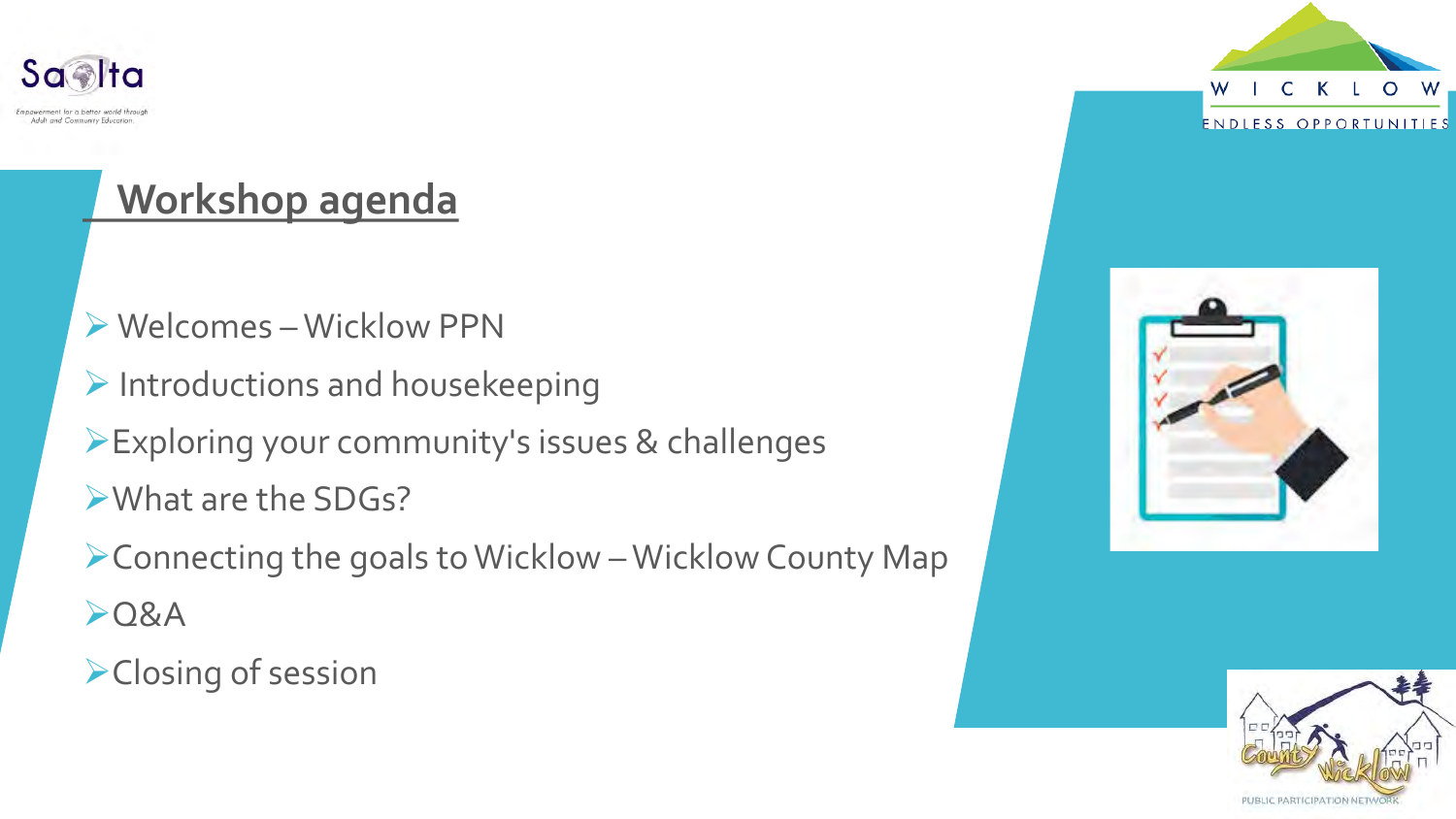## Workshop agenda

- Welcomes – Wicklow PPN
- Introductions and housekeeping
- Exploring your community's issues & challenges
- What are the SDGs?
- Connecting the goals to Wicklow – Wicklow County Map
- Q&A
- Closing of session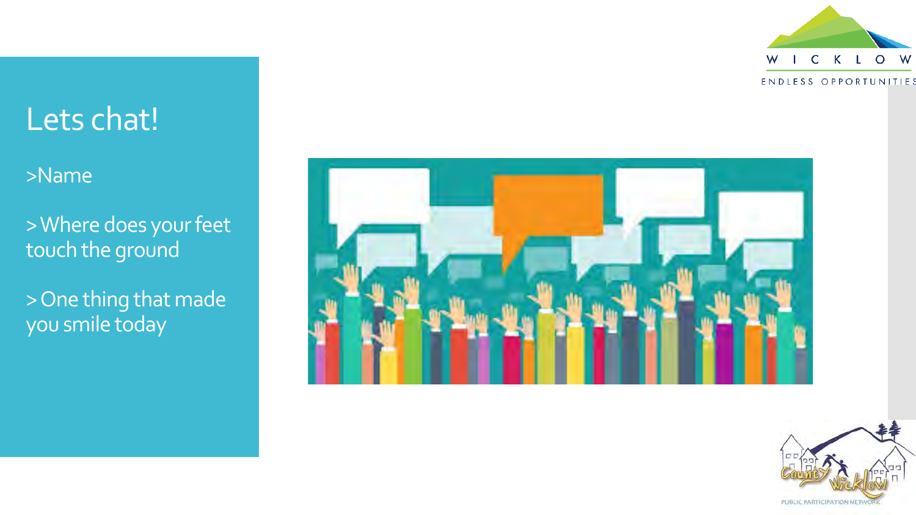# Lets chat!

>Name

> Where does your feet touch the ground

> One thing that made you smile today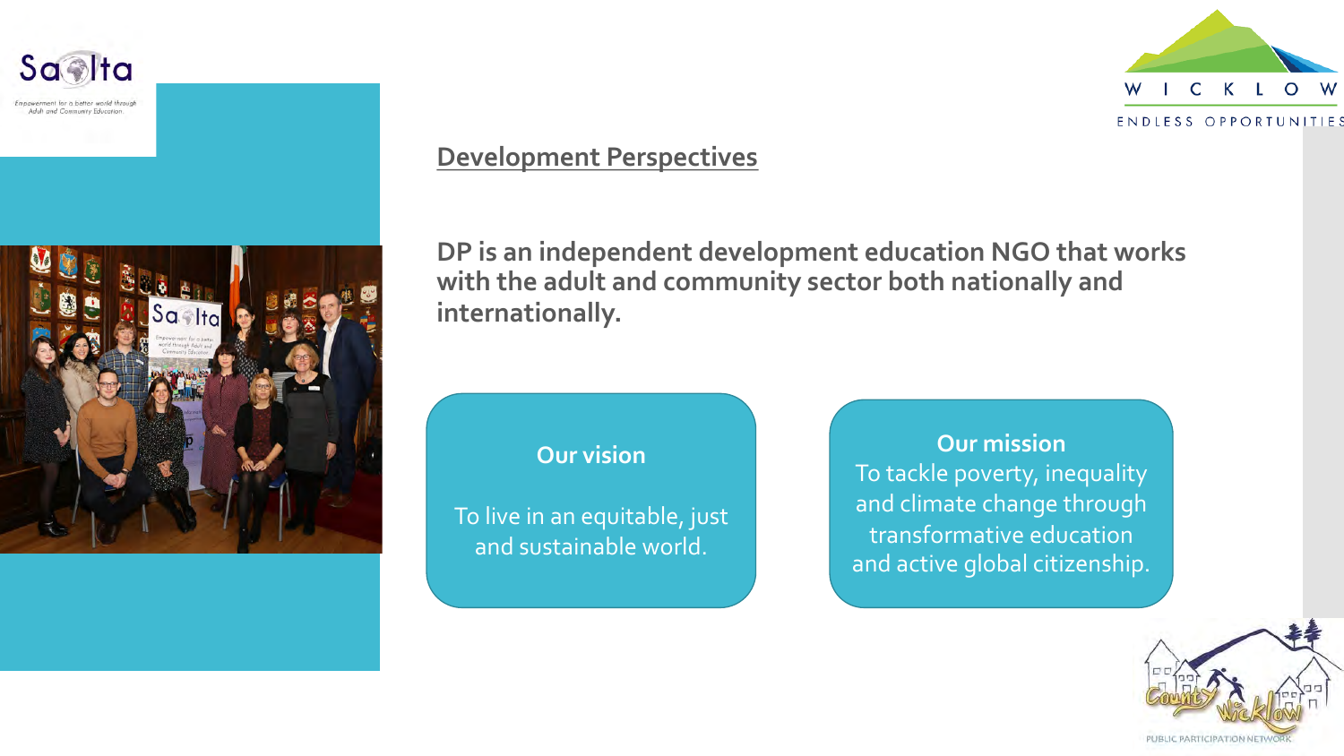## Development Perspectives

**DP is an independent development education NGO that works with the adult and community sector both nationally and internationally.**

**Our vision**

To live in an equitable, just and sustainable world.

**Our mission**

To tackle poverty, inequality and climate change through transformative education and active global citizenship.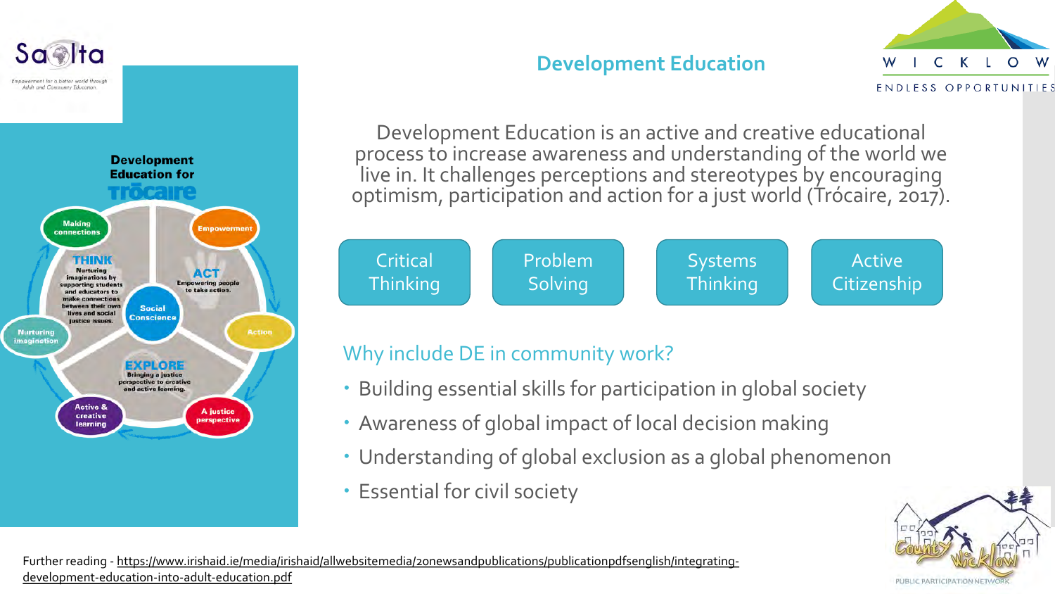# Development Education

Development Education is an active and creative educational process to increase awareness and understanding of the world we live in. It challenges perceptions and stereotypes by encouraging optimism, participation and action for a just world (Trócaire, 2017).

Critical Thinking | Problem Solving | Systems Thinking | Active Citizenship

## Why include DE in community work?

- Building essential skills for participation in global society
- Awareness of global impact of local decision making
- Understanding of global exclusion as a global phenomenon
- Essential for civil society

Further reading - https://www.irishaid.ie/media/irishaid/allwebsitemedia/20newsandpublications/publicationpdfsenglish/integrating-development-education-into-adult-education.pdf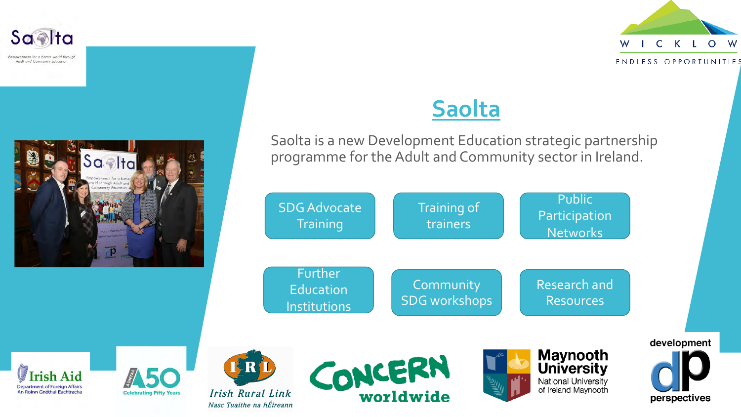# Saolta

Saolta is a new Development Education strategic partnership programme for the Adult and Community sector in Ireland.

- SDG Advocate Training
- Training of trainers
- Public Participation Networks
- Further Education Institutions
- Community SDG workshops
- Research and Resources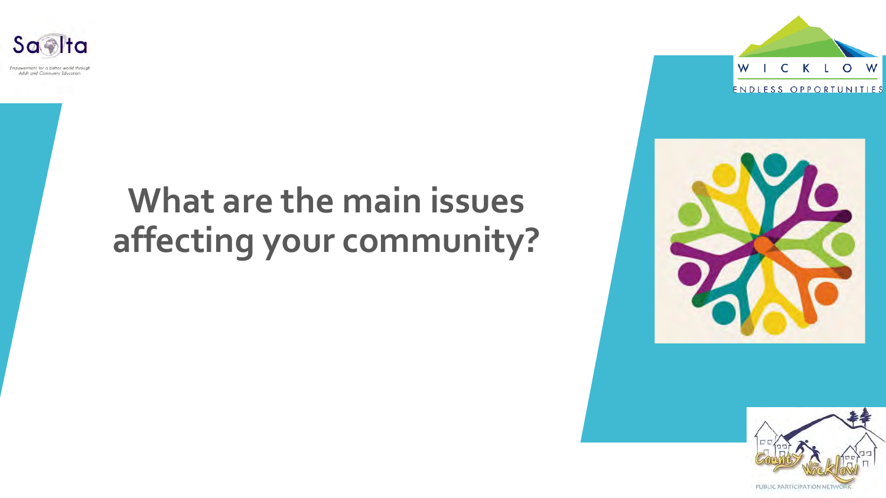# What are the main issues affecting your community?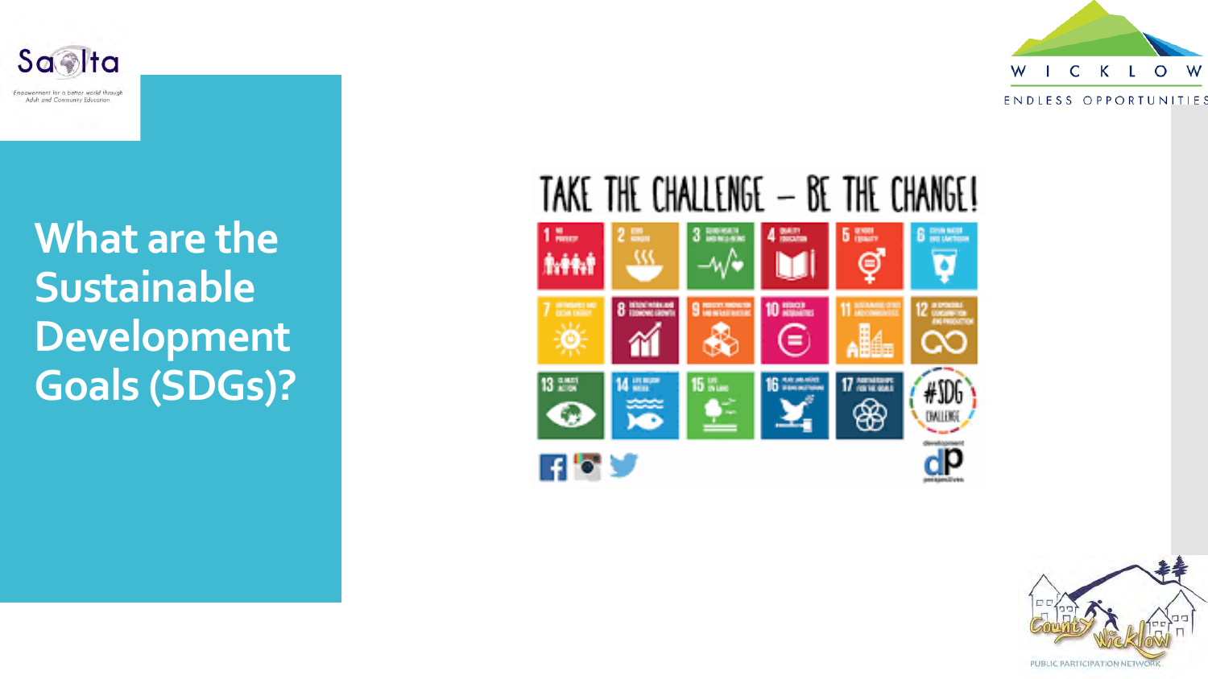# What are the Sustainable Development Goals (SDGs)?

TAKE THE CHALLENGE – BE THE CHANGE!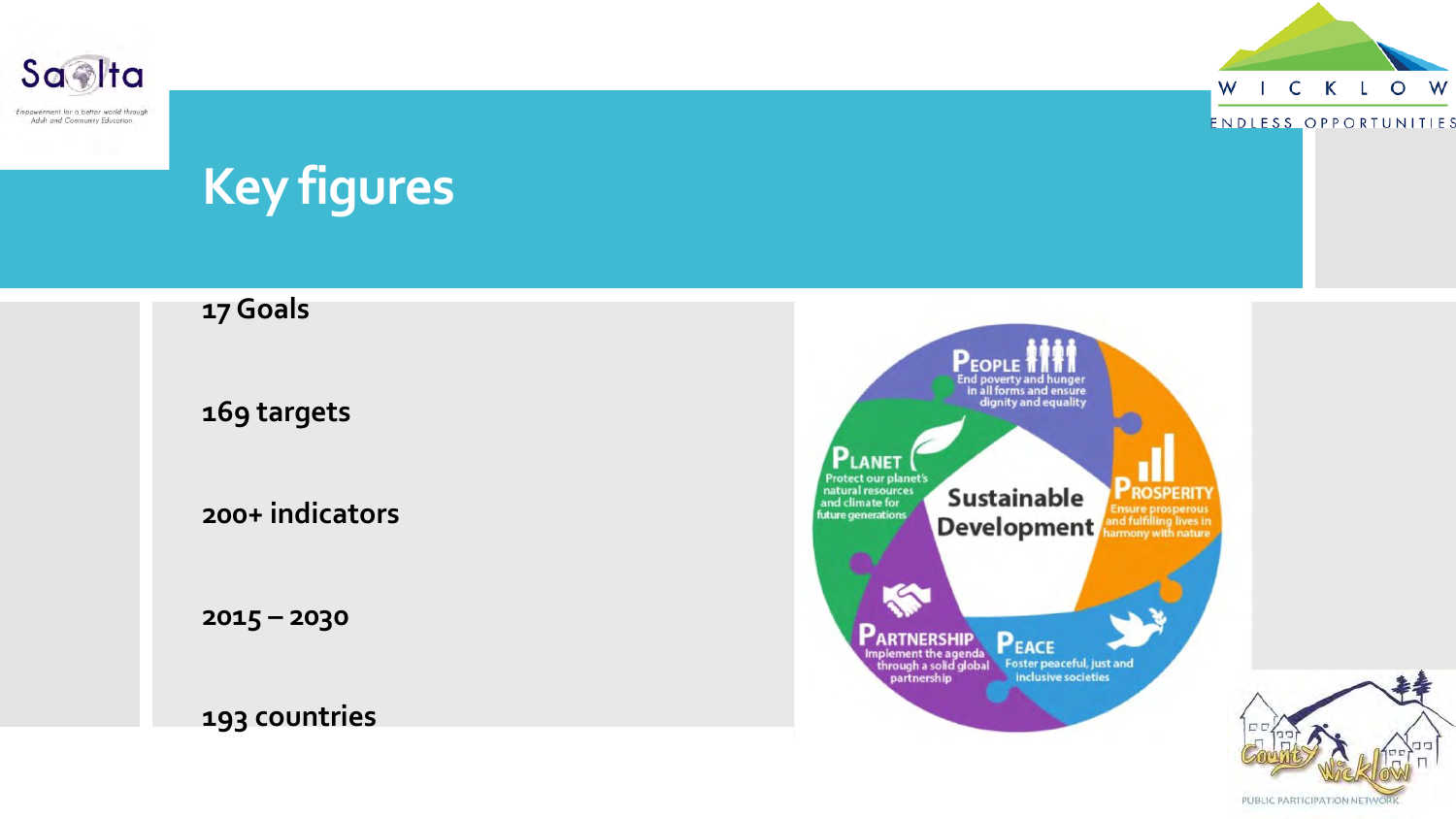# Key figures

17 Goals

169 targets

200+ indicators

2015 – 2030

193 countries

**Sustainable Development**

**People** – End poverty and hunger in all forms and ensure dignity and equality

**Prosperity** – Ensure prosperous and fulfilling lives in harmony with nature

**Peace** – Foster peaceful, just and inclusive societies

**Partnership** – Implement the agenda through a solid global partnership

**Planet** – Protect our planet's natural resources and climate for future generations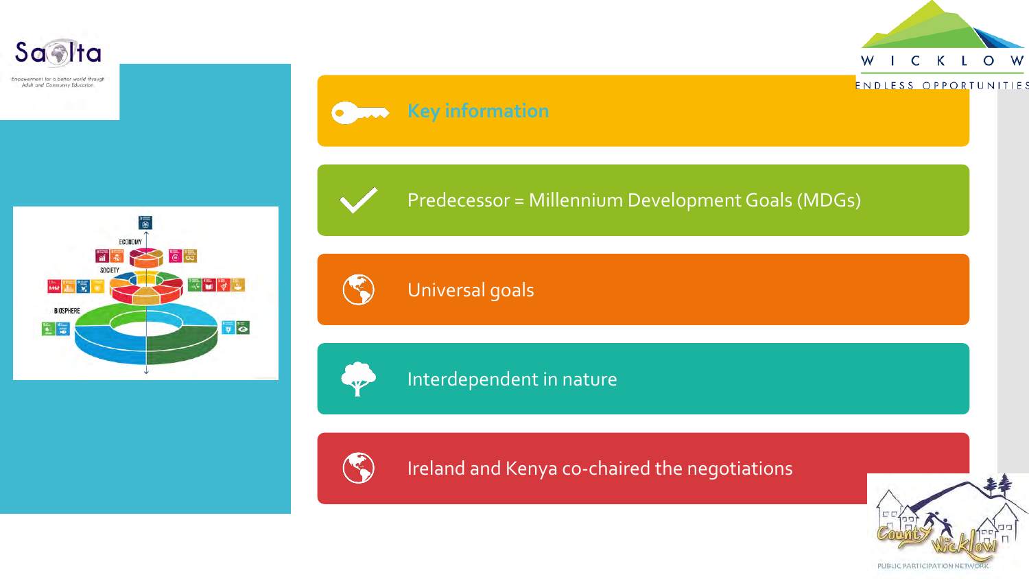## Key information

- Predecessor = Millennium Development Goals (MDGs)
- Universal goals
- Interdependent in nature
- Ireland and Kenya co-chaired the negotiations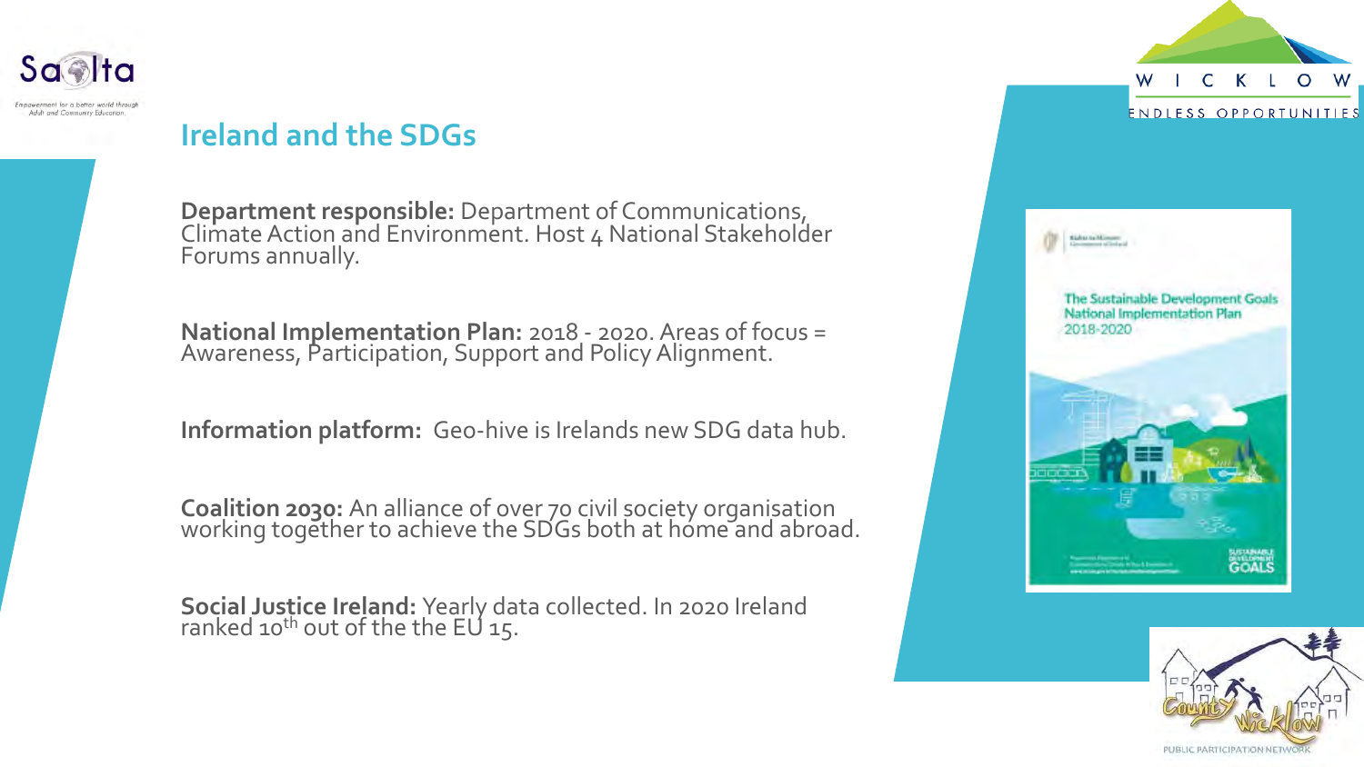## Ireland and the SDGs

**Department responsible:** Department of Communications, Climate Action and Environment. Host 4 National Stakeholder Forums annually.

**National Implementation Plan:** 2018 - 2020. Areas of focus = Awareness, Participation, Support and Policy Alignment.

**Information platform:** Geo-hive is Irelands new SDG data hub.

**Coalition 2030:** An alliance of over 70 civil society organisation working together to achieve the SDGs both at home and abroad.

**Social Justice Ireland:** Yearly data collected. In 2020 Ireland ranked 10th out of the the EU 15.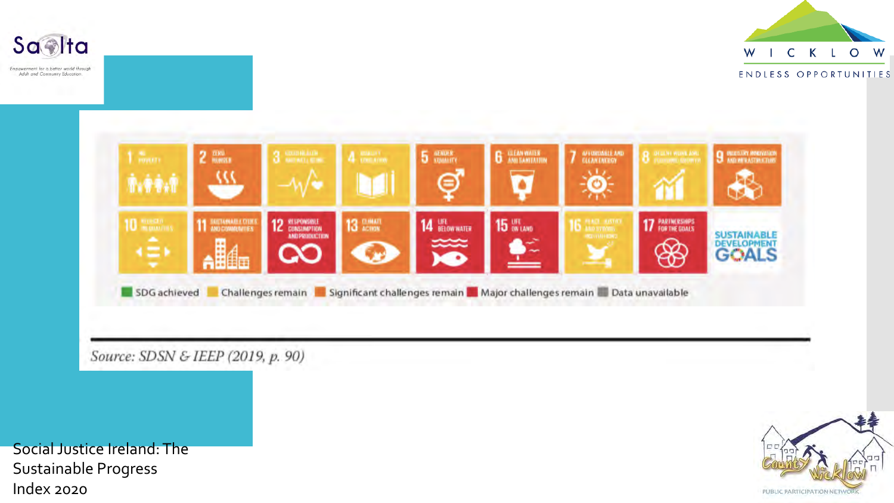| 1 No Poverty | 2 Zero Hunger | 3 Good Health and Well-Being | 4 Quality Education | 5 Gender Equality | 6 Clean Water and Sanitation | 7 Affordable and Clean Energy | 8 Decent Work and Economic Growth | 9 Industry, Innovation and Infrastructure |
|---|---|---|---|---|---|---|---|---|
| 10 Reduced Inequalities | 11 Sustainable Cities and Communities | 12 Responsible Consumption and Production | 13 Climate Action | 14 Life Below Water | 15 Life on Land | 16 Peace, Justice and Strong Institutions | 17 Partnerships for the Goals | Sustainable Development Goals |

SDG achieved | Challenges remain | Significant challenges remain | Major challenges remain | Data unavailable

*Source: SDSN & IEEP (2019, p. 90)*

Social Justice Ireland: The Sustainable Progress Index 2020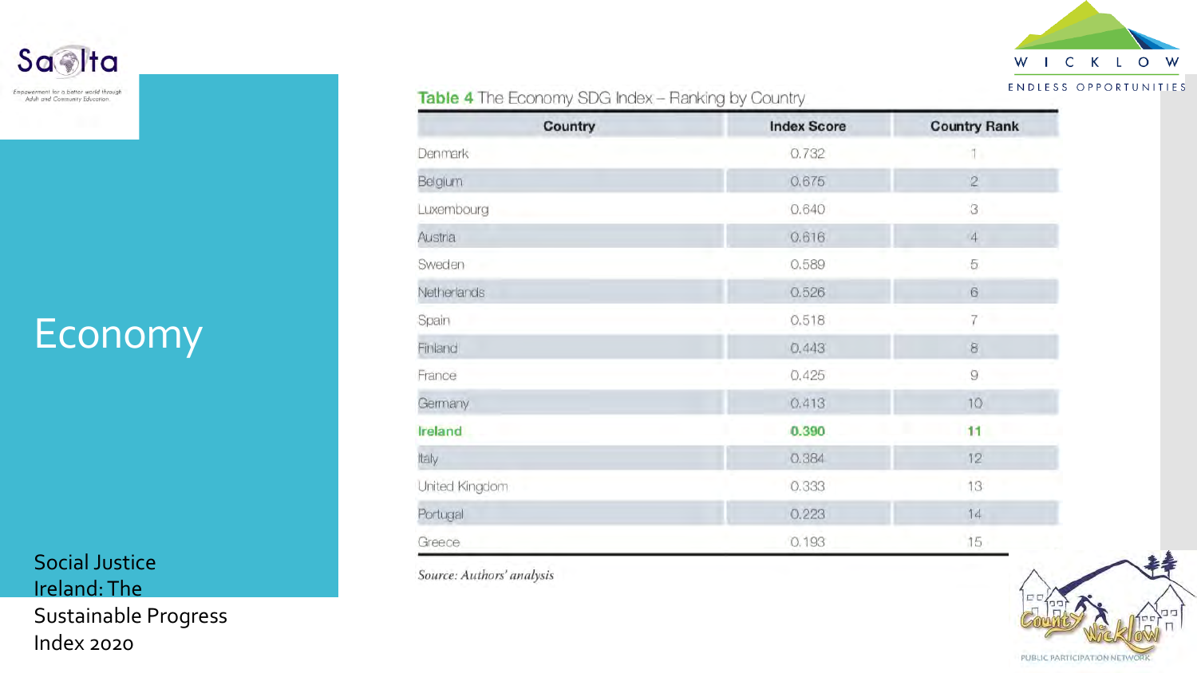# Economy

Social Justice Ireland: The Sustainable Progress Index 2020

**Table 4** The Economy SDG Index – Ranking by Country

| Country | Index Score | Country Rank |
|---|---|---|
| Denmark | 0.732 | 1 |
| Belgium | 0.675 | 2 |
| Luxembourg | 0.640 | 3 |
| Austria | 0.616 | 4 |
| Sweden | 0.589 | 5 |
| Netherlands | 0.526 | 6 |
| Spain | 0.518 | 7 |
| Finland | 0.443 | 8 |
| France | 0.425 | 9 |
| Germany | 0.413 | 10 |
| **Ireland** | **0.390** | **11** |
| Italy | 0.384 | 12 |
| United Kingdom | 0.333 | 13 |
| Portugal | 0.223 | 14 |
| Greece | 0.193 | 15 |

*Source: Authors' analysis*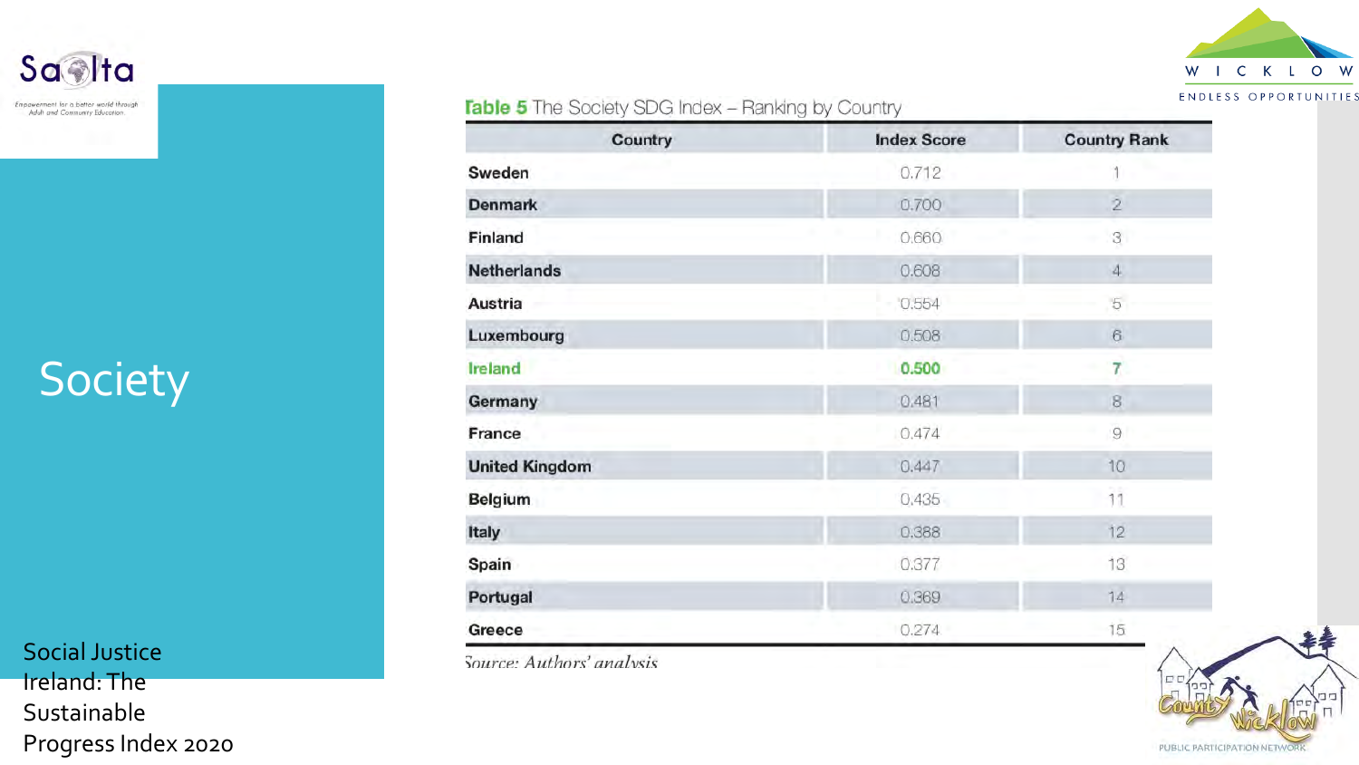# Society

Social Justice Ireland: The Sustainable Progress Index 2020

**Table 5** The Society SDG Index – Ranking by Country

| Country | Index Score | Country Rank |
|---|---|---|
| Sweden | 0.712 | 1 |
| Denmark | 0.700 | 2 |
| Finland | 0.660 | 3 |
| Netherlands | 0.608 | 4 |
| Austria | 0.554 | 5 |
| Luxembourg | 0.508 | 6 |
| **Ireland** | **0.500** | **7** |
| Germany | 0.481 | 8 |
| France | 0.474 | 9 |
| United Kingdom | 0.447 | 10 |
| Belgium | 0.435 | 11 |
| Italy | 0.388 | 12 |
| Spain | 0.377 | 13 |
| Portugal | 0.369 | 14 |
| Greece | 0.274 | 15 |

*Source: Authors' analysis*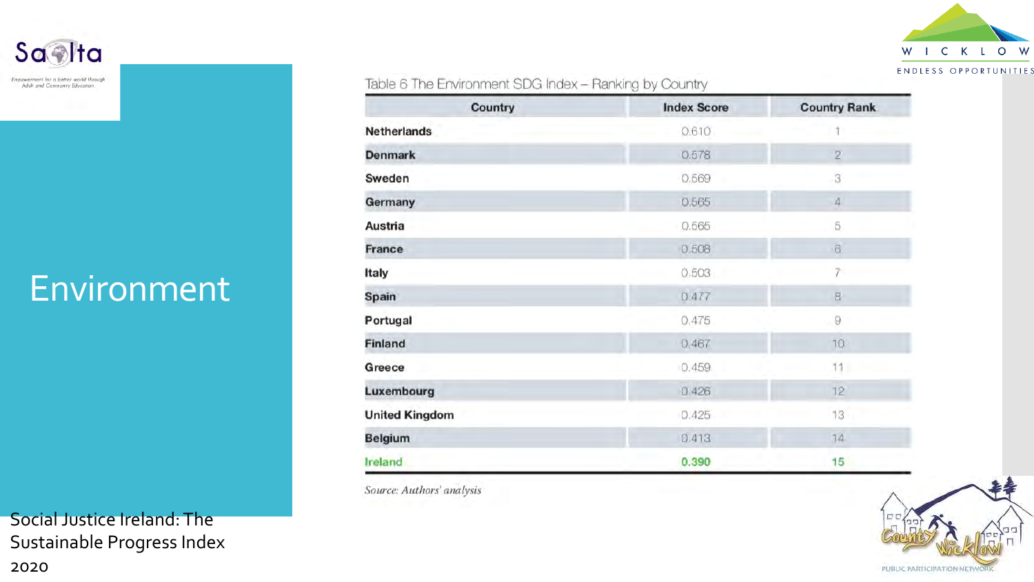# Environment

Table 6 The Environment SDG Index – Ranking by Country

| Country | Index Score | Country Rank |
|---|---|---|
| Netherlands | 0.610 | 1 |
| Denmark | 0.578 | 2 |
| Sweden | 0.569 | 3 |
| Germany | 0.565 | 4 |
| Austria | 0.565 | 5 |
| France | 0.508 | 6 |
| Italy | 0.503 | 7 |
| Spain | 0.477 | 8 |
| Portugal | 0.475 | 9 |
| Finland | 0.467 | 10 |
| Greece | 0.459 | 11 |
| Luxembourg | 0.426 | 12 |
| United Kingdom | 0.425 | 13 |
| Belgium | 0.413 | 14 |
| **Ireland** | **0.390** | **15** |

*Source: Authors' analysis*

Social Justice Ireland: The Sustainable Progress Index 2020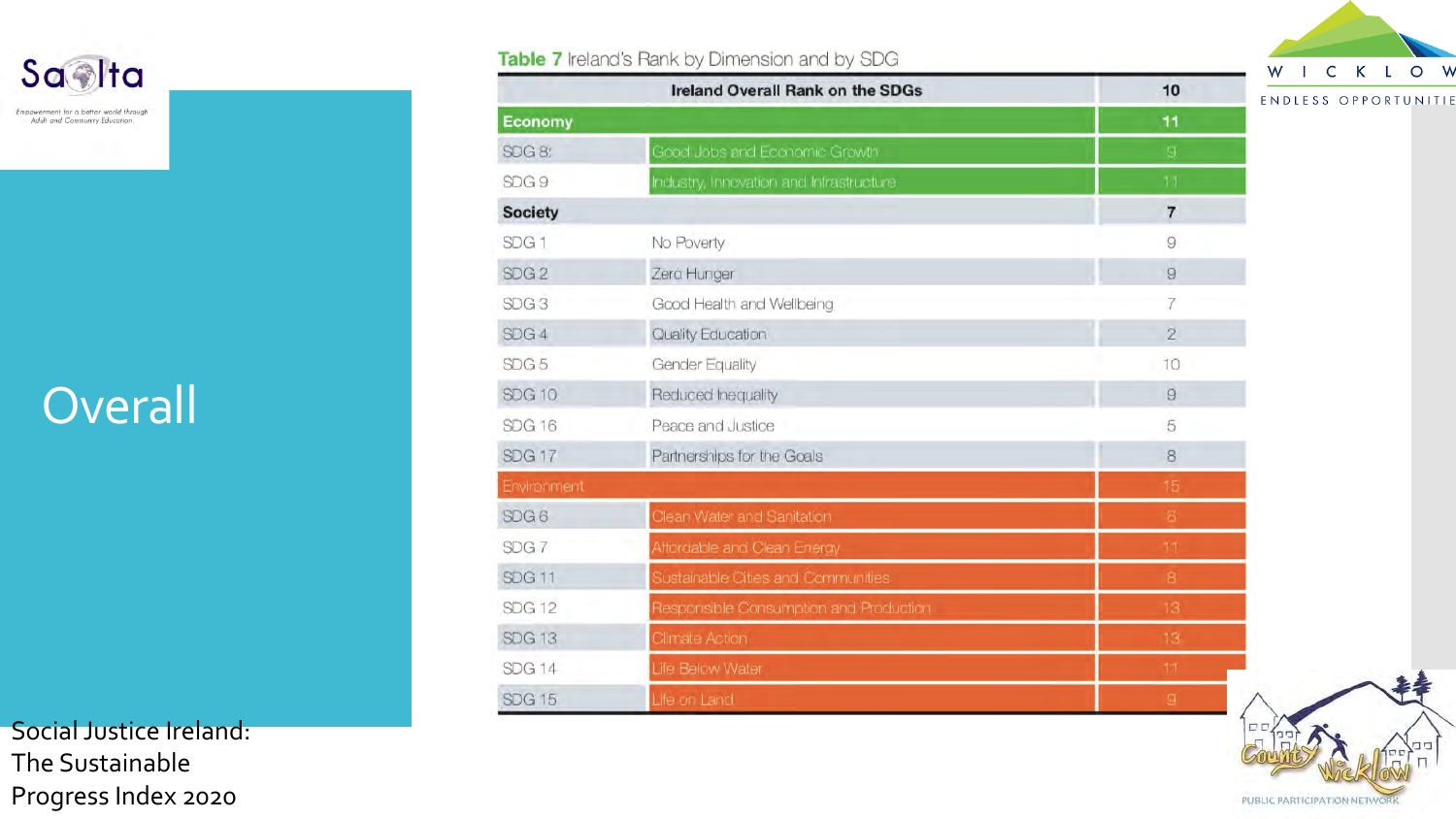# Overall

Social Justice Ireland: The Sustainable Progress Index 2020

**Table 7** Ireland's Rank by Dimension and by SDG

| | Ireland Overall Rank on the SDGs | 10 |
|---|---|---|
| **Economy** | | **11** |
| SDG 8: | Good Jobs and Economic Growth | 9 |
| SDG 9 | Industry, Innovation and Infrastructure | 11 |
| **Society** | | **7** |
| SDG 1 | No Poverty | 9 |
| SDG 2 | Zero Hunger | 9 |
| SDG 3 | Good Health and Wellbeing | 7 |
| SDG 4 | Quality Education | 2 |
| SDG 5 | Gender Equality | 10 |
| SDG 10 | Reduced Inequality | 9 |
| SDG 16 | Peace and Justice | 5 |
| SDG 17 | Partnerships for the Goals | 8 |
| Environment | | 15 |
| SDG 6 | Clean Water and Sanitation | 8 |
| SDG 7 | Affordable and Clean Energy | 11 |
| SDG 11 | Sustainable Cities and Communities | 8 |
| SDG 12 | Responsible Consumption and Production | 13 |
| SDG 13 | Climate Action | 13 |
| SDG 14 | Life Below Water | 11 |
| SDG 15 | Life on Land | 9 |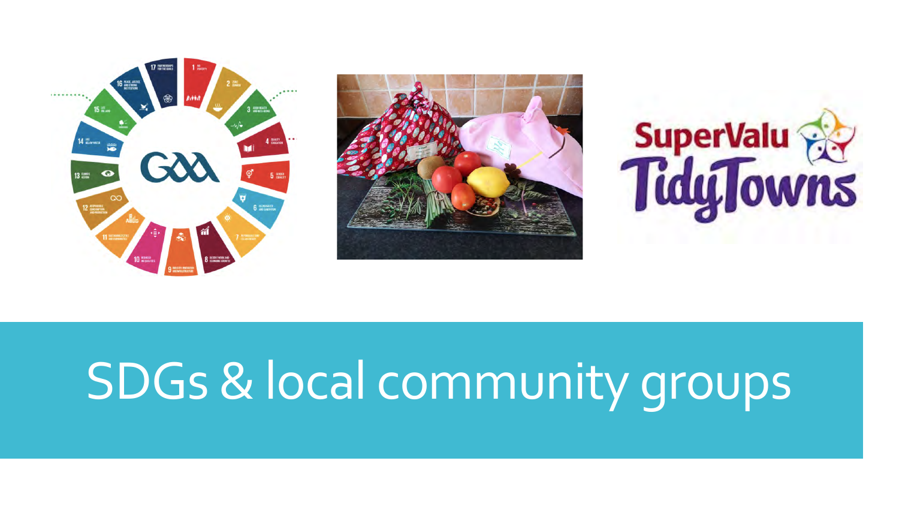# SDGs & local community groups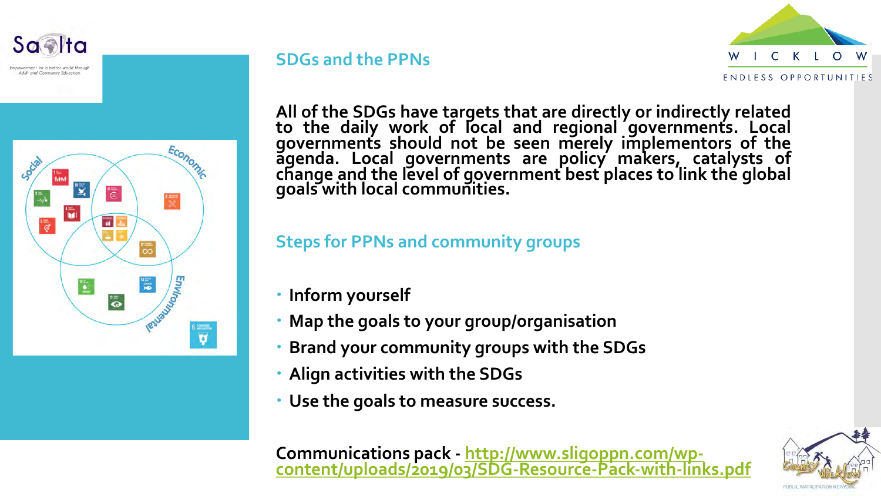## SDGs and the PPNs

All of the SDGs have targets that are directly or indirectly related to the daily work of local and regional governments. Local governments should not be seen merely implementors of the agenda. Local governments are policy makers, catalysts of change and the level of government best places to link the global goals with local communities.

## Steps for PPNs and community groups

- Inform yourself
- Map the goals to your group/organisation
- Brand your community groups with the SDGs
- Align activities with the SDGs
- Use the goals to measure success.

**Communications pack -** http://www.sligoppn.com/wp-content/uploads/2019/03/SDG-Resource-Pack-with-links.pdf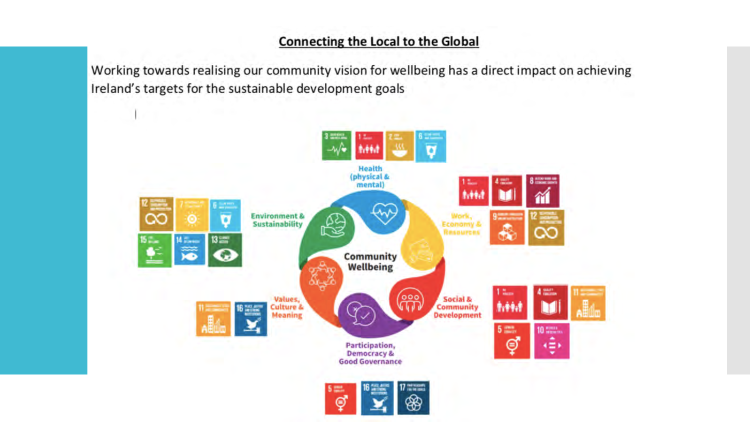## Connecting the Local to the Global

Working towards realising our community vision for wellbeing has a direct impact on achieving Ireland's targets for the sustainable development goals

Health (physical & mental)

Work, Economy & Resources

Social & Community Development

Participation, Democracy & Good Governance

Values, Culture & Meaning

Environment & Sustainability

Community Wellbeing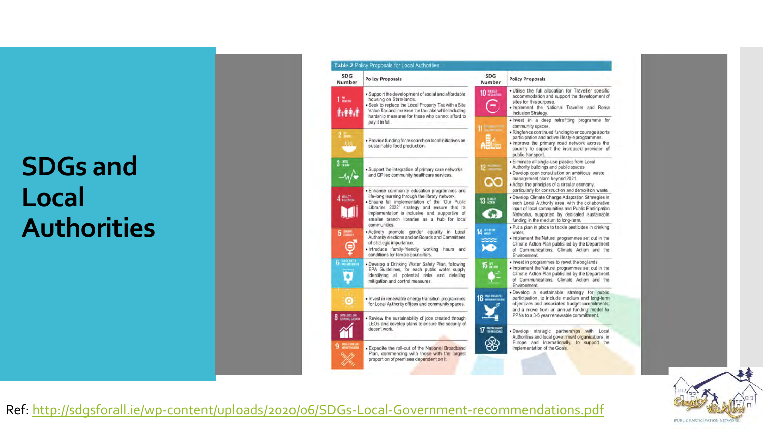# SDGs and Local Authorities

**Table 2** Policy Proposals for Local Authorities

| SDG Number | Policy Proposals | SDG Number | Policy Proposals |
|---|---|---|---|
| 1 No Poverty | • Support the development of social and affordable housing on State lands.<br>• Seek to replace the Local Property Tax with a Site Value Tax and increase the tax-take while including hardship measures for those who cannot afford to pay it in full. | 10 Reduced Inequalities | • Utilise the full allocation for Traveller specific accommodation and support the development of sites for this purpose.<br>• Implement the National Traveller and Roma Inclusion Strategy. |
| 2 Zero Hunger | • Provide funding for research on local initiatives on sustainable food production. | 11 Sustainable Cities and Communities | • Invest in a deep retrofitting programme for community spaces.<br>• Ringfence continued funding to encourage sports participation and active lifestyle programmes.<br>• Improve the primary road network across the country to support the increased provision of public transport. |
| 3 Good Health | • Support the integration of primary care networks and GP led community healthcare services. | 12 Responsible Consumption | • Eliminate all single-use plastics from Local Authority buildings and public spaces.<br>• Develop open consultation on ambitious waste management plans beyond 2021.<br>• Adopt the principles of a circular economy, particularly for construction and demolition waste. |
| 4 Quality Education | • Enhance community education programmes and life-long learning through the library network.<br>• Ensure full implementation of the 'Our Public Libraries 2022' strategy and ensure that its implementation is inclusive and supportive of smaller branch libraries as a hub for local communities. | 13 Climate Action | • Develop Climate Change Adaptation Strategies in each Local Authority area, with the collaborative input of local communities and Public Participation Networks, supported by dedicated sustainable funding in the medium to long-term. |
| 5 Gender Equality | • Actively promote gender equality in Local Authority elections and on Boards and Committees of strategic importance.<br>• Introduce family-friendly working hours and conditions for female councillors. | 14 Life Below Water | • Put a plan in place to tackle pesticides in drinking water.<br>• Implement the 'Nature' programmes set out in the Climate Action Plan published by the Department of Communications, Climate Action and the Environment. |
| 6 Clean Water and Sanitation | • Develop a Drinking Water Safety Plan, following EPA Guidelines, for each public water supply identifying all potential risks and detailing mitigation and control measures. | 15 Life on Land | • Invest in programmes to rewet the boglands.<br>• Implement the 'Nature' programmes set out in the Climate Action Plan published by the Department of Communications, Climate Action and the Environment. |
| 7 Affordable and Clean Energy | • Invest in renewable energy transition programmes for Local Authority offices and community spaces. | 16 Peace and Justice Strong Institutions | • Develop a sustainable strategy for public participation, to include medium and long-term objectives and associated budget commitments; and a move from an annual funding model for PPNs to a 3-5 year renewable commitment. |
| 8 Decent Jobs and Economic Growth | • Review the sustainability of jobs created through LEOs and develop plans to ensure the security of decent work. | 17 Partnerships for the Goals | • Develop strategic partnerships with Local Authorities and local government organisations, in Europe and Internationally, to support the implementation of the Goals. |
| 9 Industry, Innovation and Infrastructure | • Expedite the roll-out of the National Broadband Plan, commencing with those with the largest proportion of premises dependent on it. | | |

Ref: http://sdgsforall.ie/wp-content/uploads/2020/06/SDGs-Local-Government-recommendations.pdf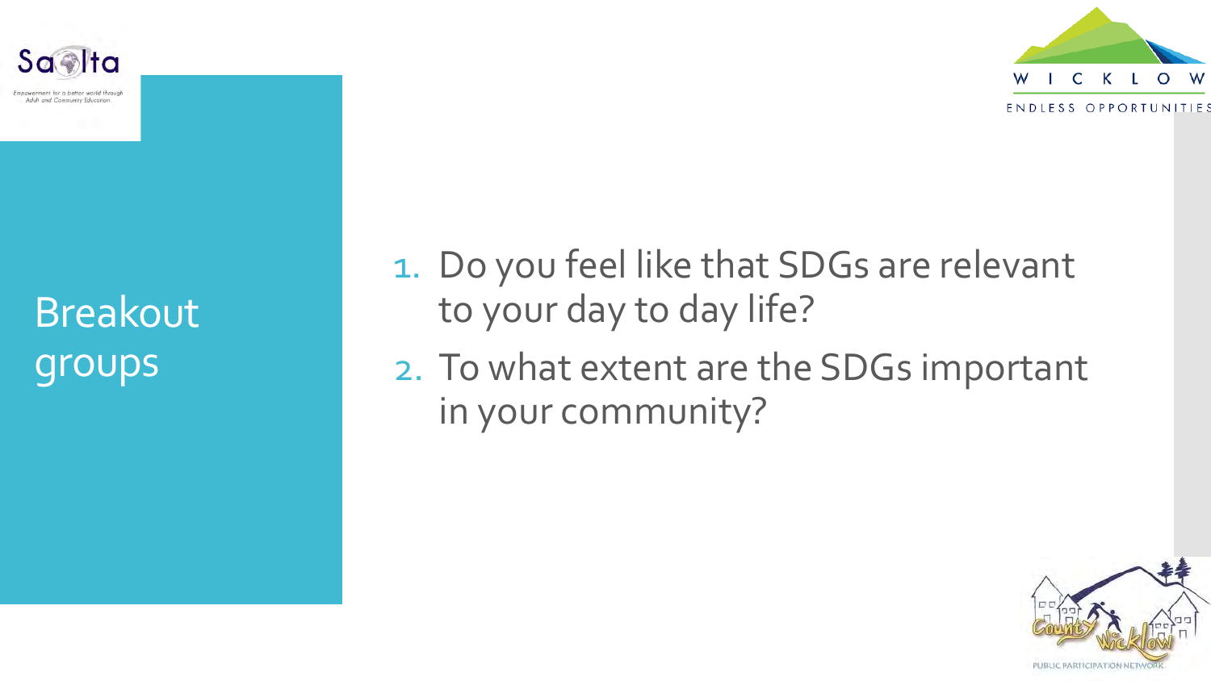# Breakout groups

1. Do you feel like that SDGs are relevant to your day to day life?
2. To what extent are the SDGs important in your community?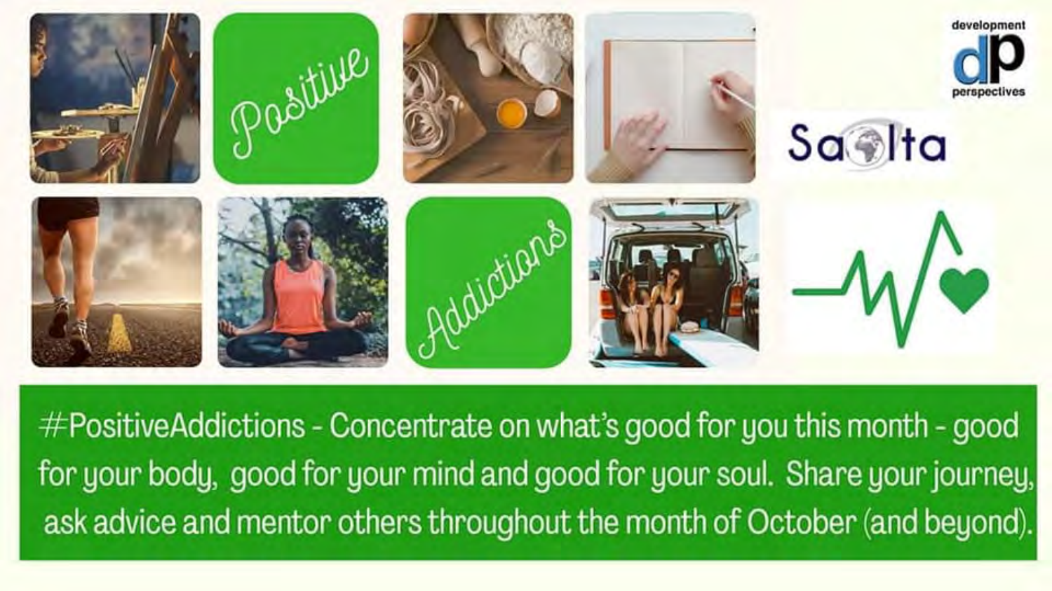Positive

Addictions

development dp perspectives

Saolta

#PositiveAddictions - Concentrate on what's good for you this month - good for your body, good for your mind and good for your soul. Share your journey, ask advice and mentor others throughout the month of October (and beyond).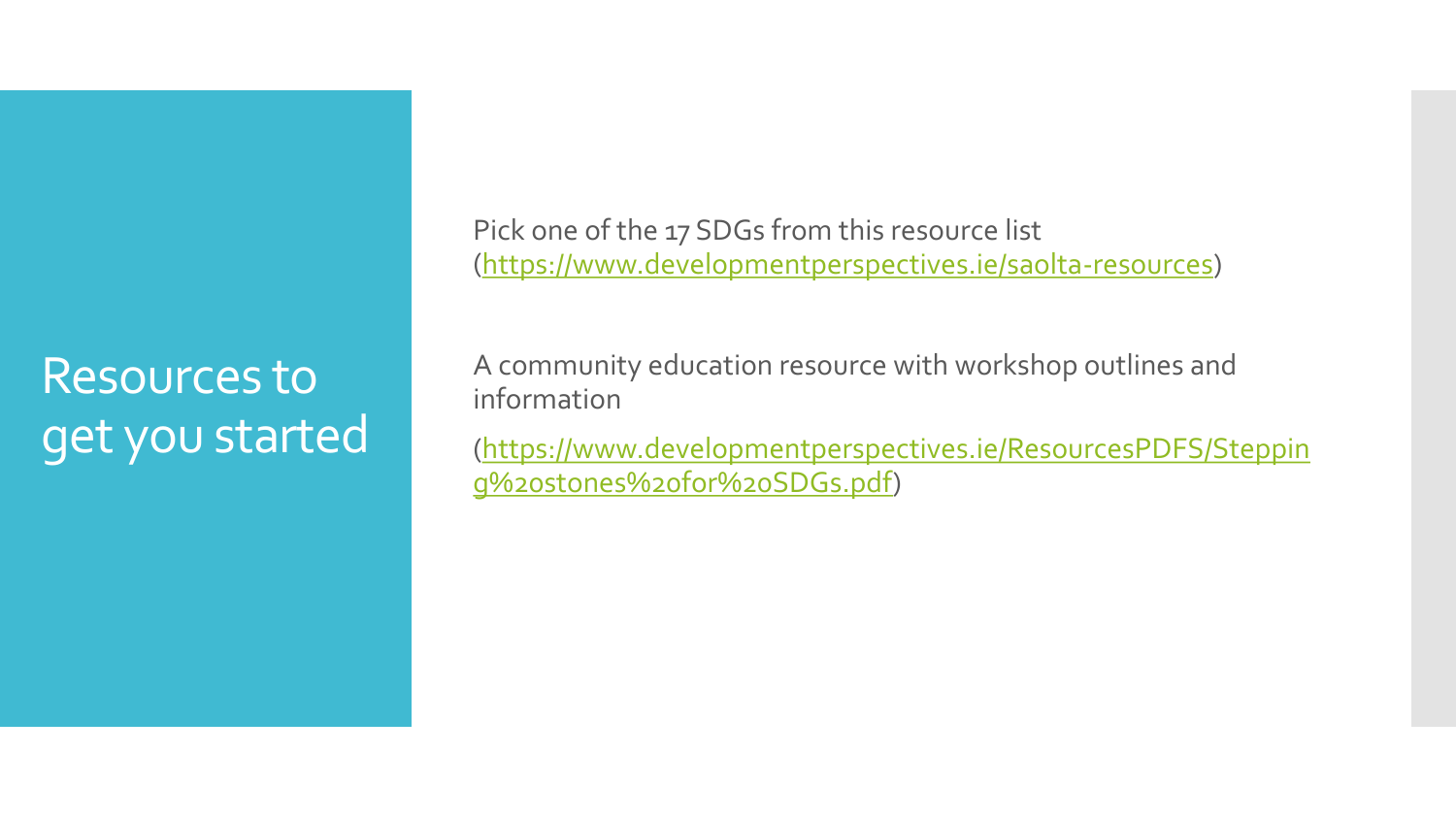# Resources to get you started

Pick one of the 17 SDGs from this resource list (https://www.developmentperspectives.ie/saolta-resources)

A community education resource with workshop outlines and information

(https://www.developmentperspectives.ie/ResourcesPDFS/Stepping%20stones%20for%20SDGs.pdf)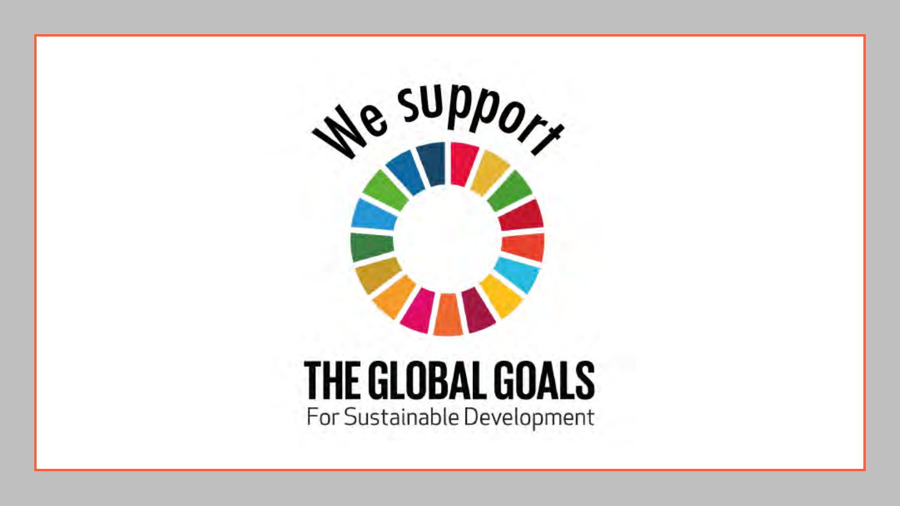We support

THE GLOBAL GOALS

For Sustainable Development